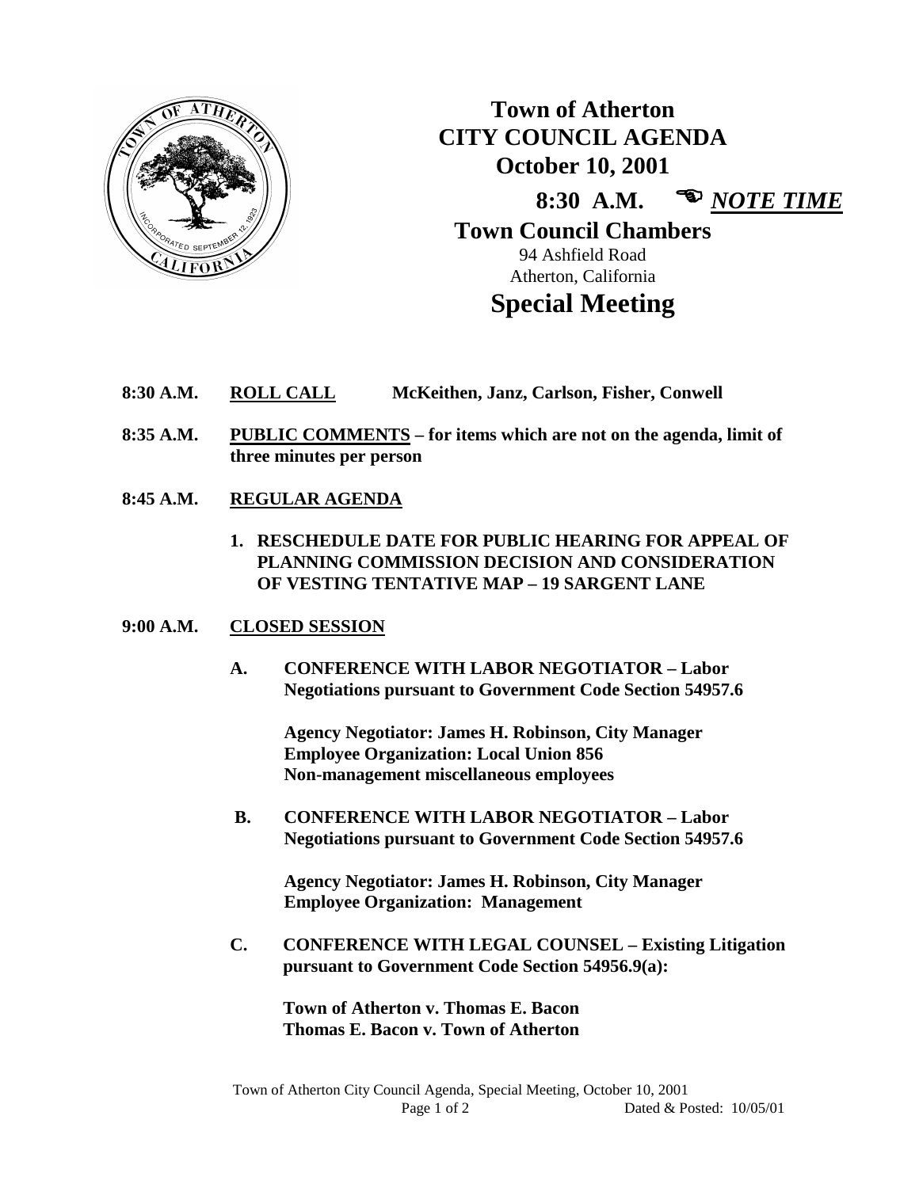# Town of Atherton
# CITY COUNCIL AGENDA
## October 10, 2001

**8:30 A.M.** ☜ ***NOTE TIME***

**Town Council Chambers**

94 Ashfield Road
Atherton, California

# Special Meeting

**8:30 A.M.** **ROLL CALL** **McKeithen, Janz, Carlson, Fisher, Conwell**

**8:35 A.M.** **PUBLIC COMMENTS – for items which are not on the agenda, limit of three minutes per person**

**8:45 A.M.** **REGULAR AGENDA**

1. **RESCHEDULE DATE FOR PUBLIC HEARING FOR APPEAL OF PLANNING COMMISSION DECISION AND CONSIDERATION OF VESTING TENTATIVE MAP – 19 SARGENT LANE**

**9:00 A.M.** **CLOSED SESSION**

**A. CONFERENCE WITH LABOR NEGOTIATOR – Labor Negotiations pursuant to Government Code Section 54957.6**

**Agency Negotiator: James H. Robinson, City Manager**
**Employee Organization: Local Union 856**
**Non-management miscellaneous employees**

**B. CONFERENCE WITH LABOR NEGOTIATOR – Labor Negotiations pursuant to Government Code Section 54957.6**

**Agency Negotiator: James H. Robinson, City Manager**
**Employee Organization: Management**

**C. CONFERENCE WITH LEGAL COUNSEL – Existing Litigation pursuant to Government Code Section 54956.9(a):**

**Town of Atherton v. Thomas E. Bacon**
**Thomas E. Bacon v. Town of Atherton**

Dated & Posted: 10/05/01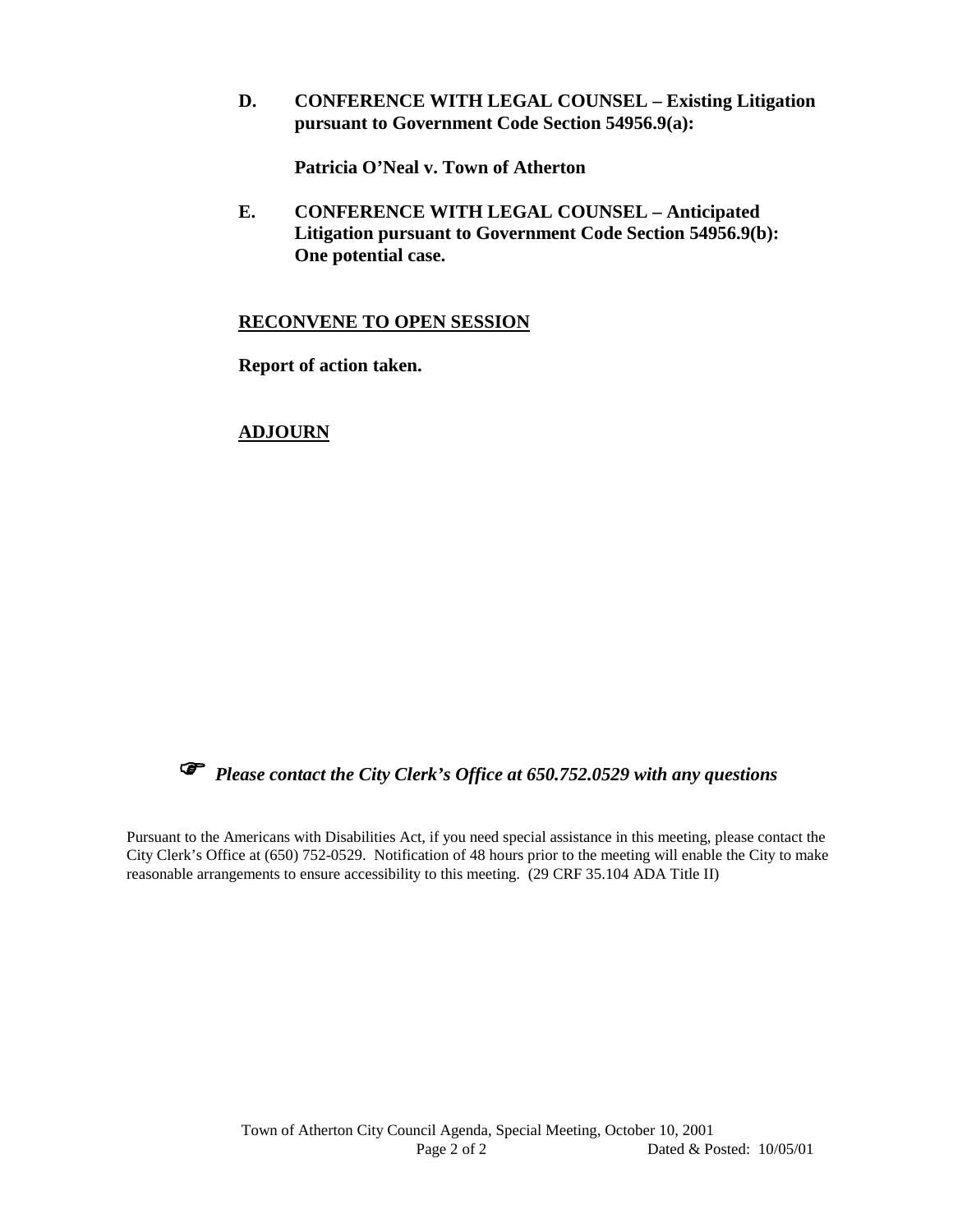**D. CONFERENCE WITH LEGAL COUNSEL – Existing Litigation pursuant to Government Code Section 54956.9(a):**

**Patricia O'Neal v. Town of Atherton**

**E. CONFERENCE WITH LEGAL COUNSEL – Anticipated Litigation pursuant to Government Code Section 54956.9(b): One potential case.**

**RECONVENE TO OPEN SESSION**

**Report of action taken.**

**ADJOURN**

☞ ***Please contact the City Clerk's Office at 650.752.0529 with any questions***

Pursuant to the Americans with Disabilities Act, if you need special assistance in this meeting, please contact the City Clerk's Office at (650) 752-0529. Notification of 48 hours prior to the meeting will enable the City to make reasonable arrangements to ensure accessibility to this meeting. (29 CRF 35.104 ADA Title II)

Town of Atherton City Council Agenda, Special Meeting, October 10, 2001
Dated & Posted: 10/05/01